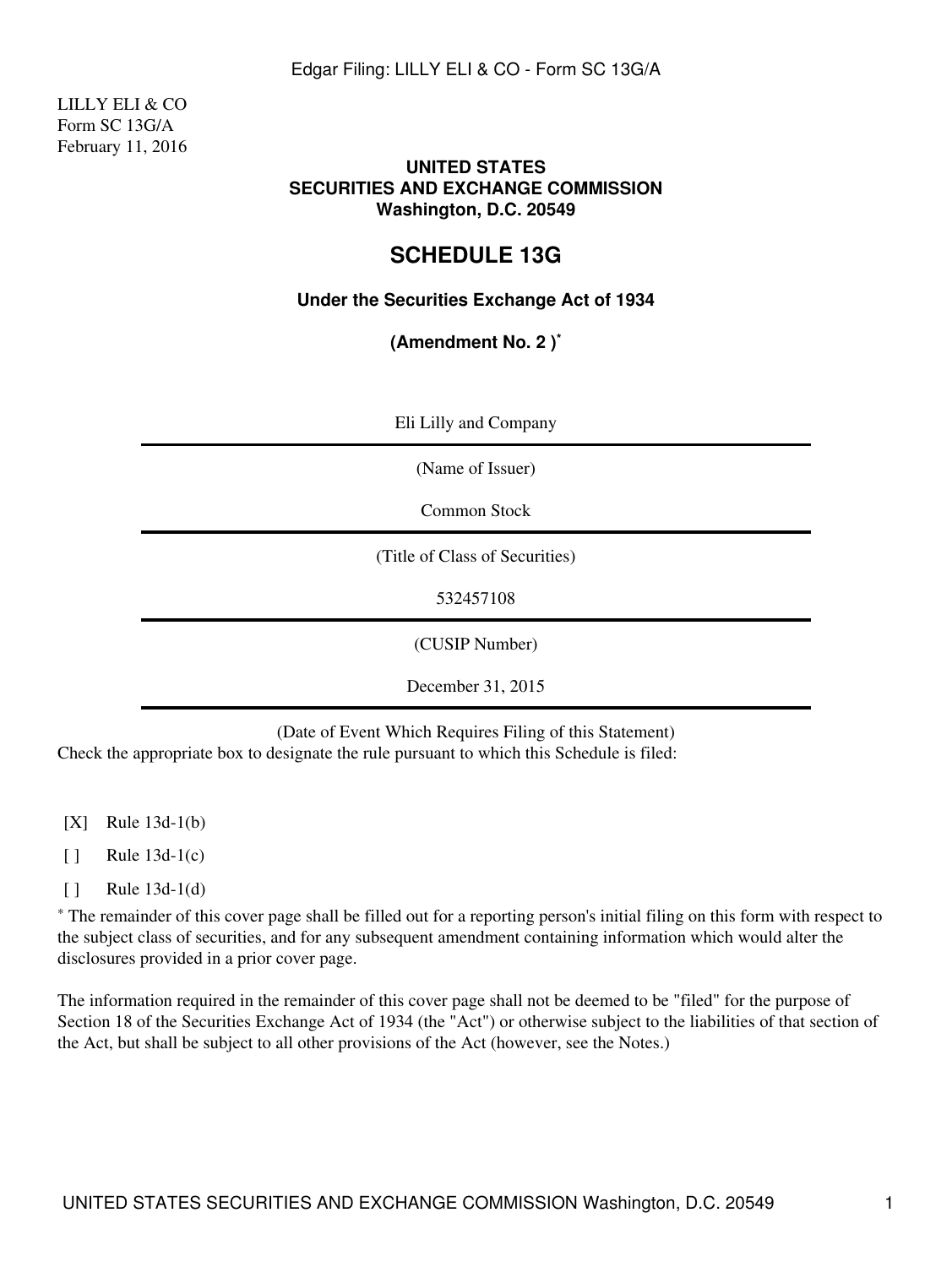LILLY ELI & CO
Form SC 13G/A
February 11, 2016

**UNITED STATES**
**SECURITIES AND EXCHANGE COMMISSION**
**Washington, D.C. 20549**

# SCHEDULE 13G

**Under the Securities Exchange Act of 1934**

**(Amendment No. 2 )***

Eli Lilly and Company

(Name of Issuer)

Common Stock

(Title of Class of Securities)

532457108

(CUSIP Number)

December 31, 2015

(Date of Event Which Requires Filing of this Statement)

Check the appropriate box to designate the rule pursuant to which this Schedule is filed:

[X] Rule 13d-1(b)

[ ] Rule 13d-1(c)

[ ] Rule 13d-1(d)

* The remainder of this cover page shall be filled out for a reporting person's initial filing on this form with respect to the subject class of securities, and for any subsequent amendment containing information which would alter the disclosures provided in a prior cover page.

The information required in the remainder of this cover page shall not be deemed to be "filed" for the purpose of Section 18 of the Securities Exchange Act of 1934 (the "Act") or otherwise subject to the liabilities of that section of the Act, but shall be subject to all other provisions of the Act (however, see the Notes.)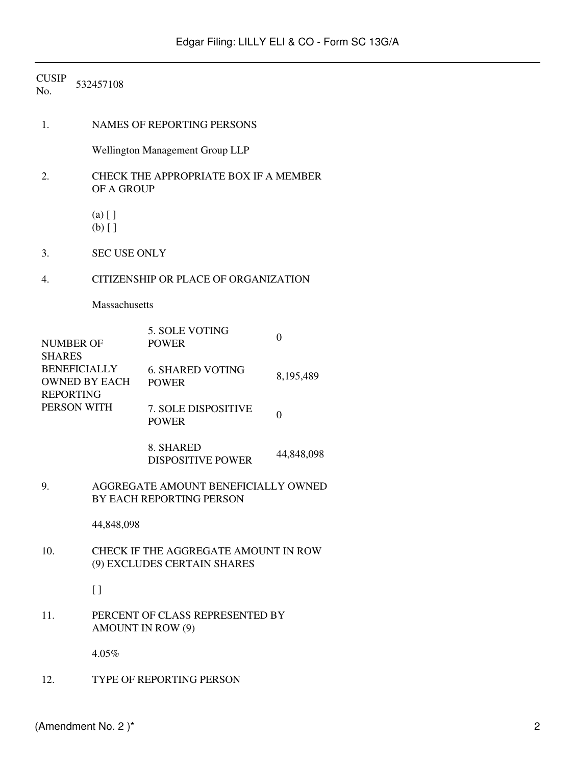CUSIP No. 532457108

1. NAMES OF REPORTING PERSONS

   Wellington Management Group LLP

2. CHECK THE APPROPRIATE BOX IF A MEMBER OF A GROUP

   (a) [ ]
   (b) [ ]

3. SEC USE ONLY

4. CITIZENSHIP OR PLACE OF ORGANIZATION

   Massachusetts

| NUMBER OF SHARES BENEFICIALLY OWNED BY EACH REPORTING PERSON WITH | | |
|---|---|---|
| | 5. SOLE VOTING POWER | 0 |
| | 6. SHARED VOTING POWER | 8,195,489 |
| | 7. SOLE DISPOSITIVE POWER | 0 |
| | 8. SHARED DISPOSITIVE POWER | 44,848,098 |

9. AGGREGATE AMOUNT BENEFICIALLY OWNED BY EACH REPORTING PERSON

   44,848,098

10. CHECK IF THE AGGREGATE AMOUNT IN ROW (9) EXCLUDES CERTAIN SHARES

    [ ]

11. PERCENT OF CLASS REPRESENTED BY AMOUNT IN ROW (9)

    4.05%

12. TYPE OF REPORTING PERSON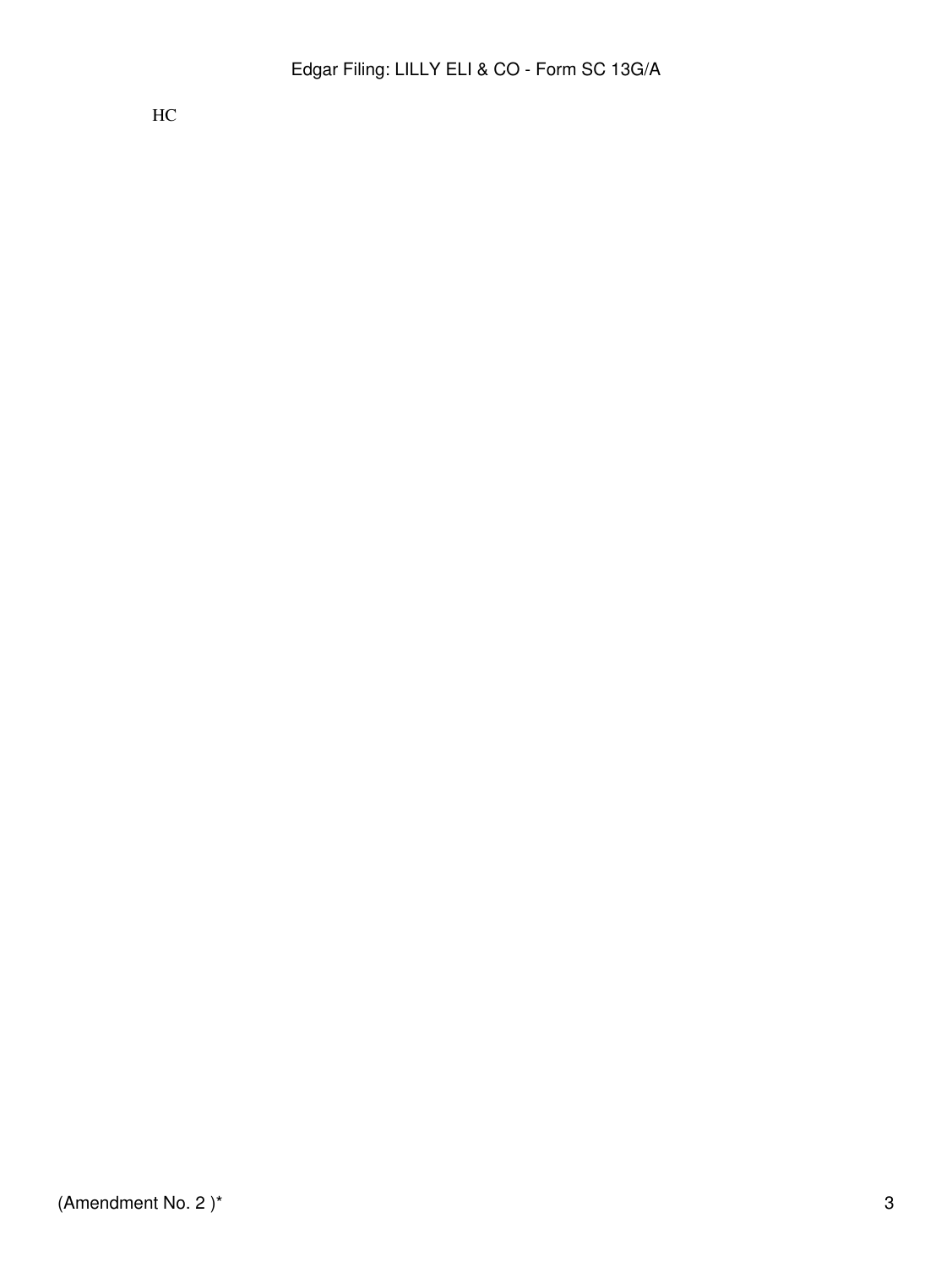HC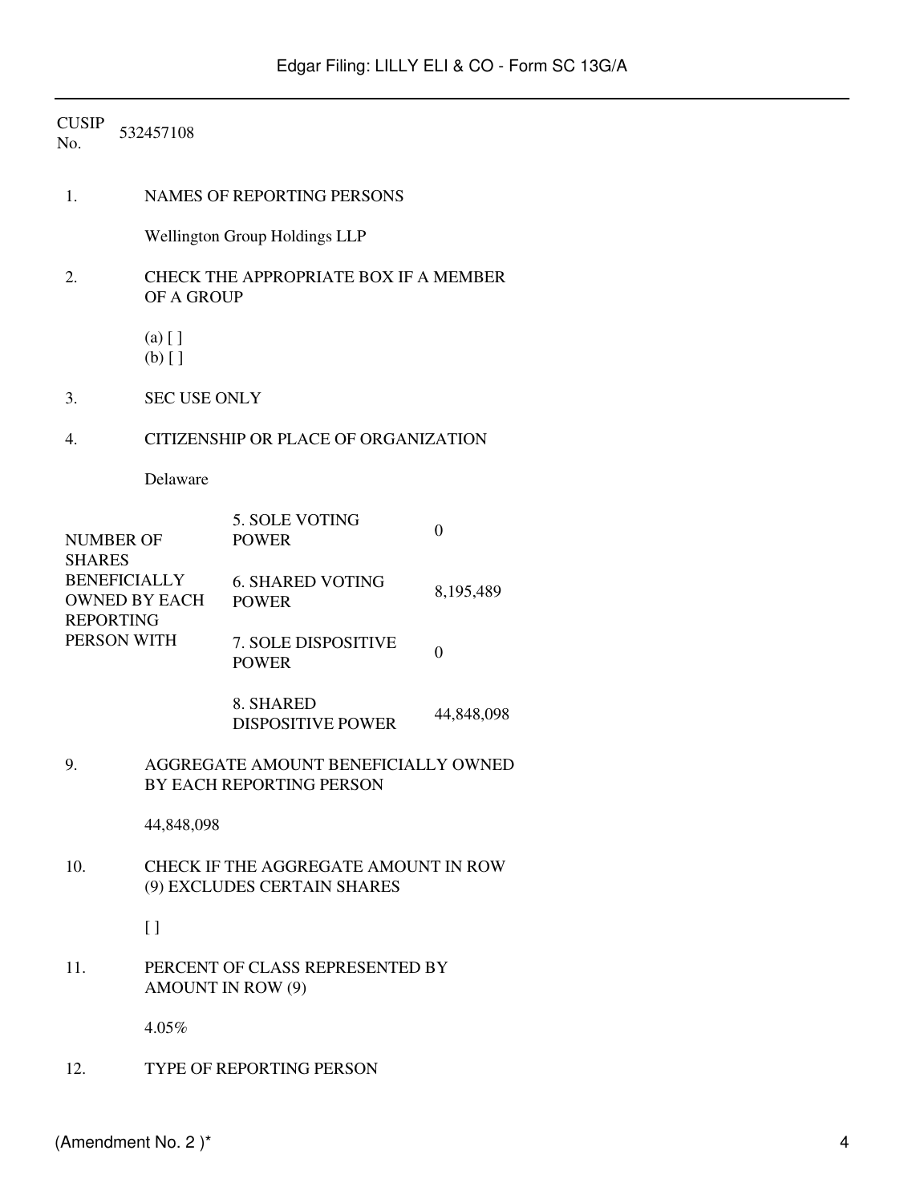CUSIP No. 532457108

1. NAMES OF REPORTING PERSONS

   Wellington Group Holdings LLP

2. CHECK THE APPROPRIATE BOX IF A MEMBER OF A GROUP

   (a) [ ]
   (b) [ ]

3. SEC USE ONLY

4. CITIZENSHIP OR PLACE OF ORGANIZATION

   Delaware

| NUMBER OF SHARES BENEFICIALLY OWNED BY EACH REPORTING PERSON WITH | | |
|---|---|---|
| | 5. SOLE VOTING POWER | 0 |
| | 6. SHARED VOTING POWER | 8,195,489 |
| | 7. SOLE DISPOSITIVE POWER | 0 |
| | 8. SHARED DISPOSITIVE POWER | 44,848,098 |

9. AGGREGATE AMOUNT BENEFICIALLY OWNED BY EACH REPORTING PERSON

   44,848,098

10. CHECK IF THE AGGREGATE AMOUNT IN ROW (9) EXCLUDES CERTAIN SHARES

    [ ]

11. PERCENT OF CLASS REPRESENTED BY AMOUNT IN ROW (9)

    4.05%

12. TYPE OF REPORTING PERSON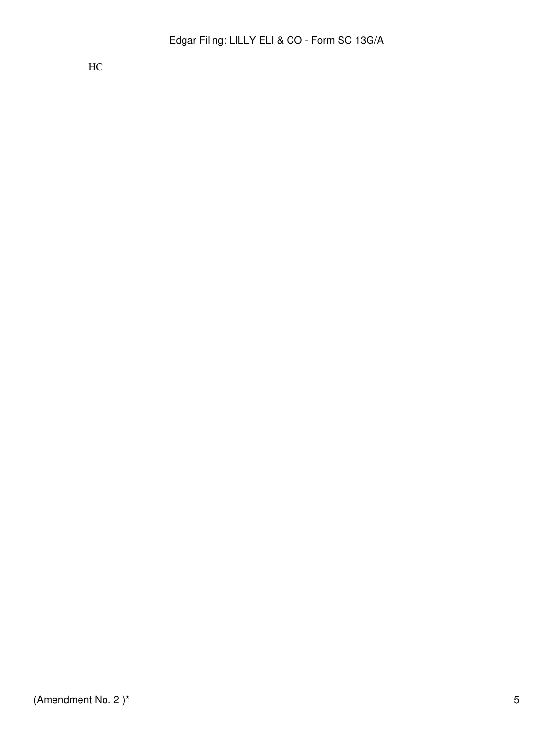HC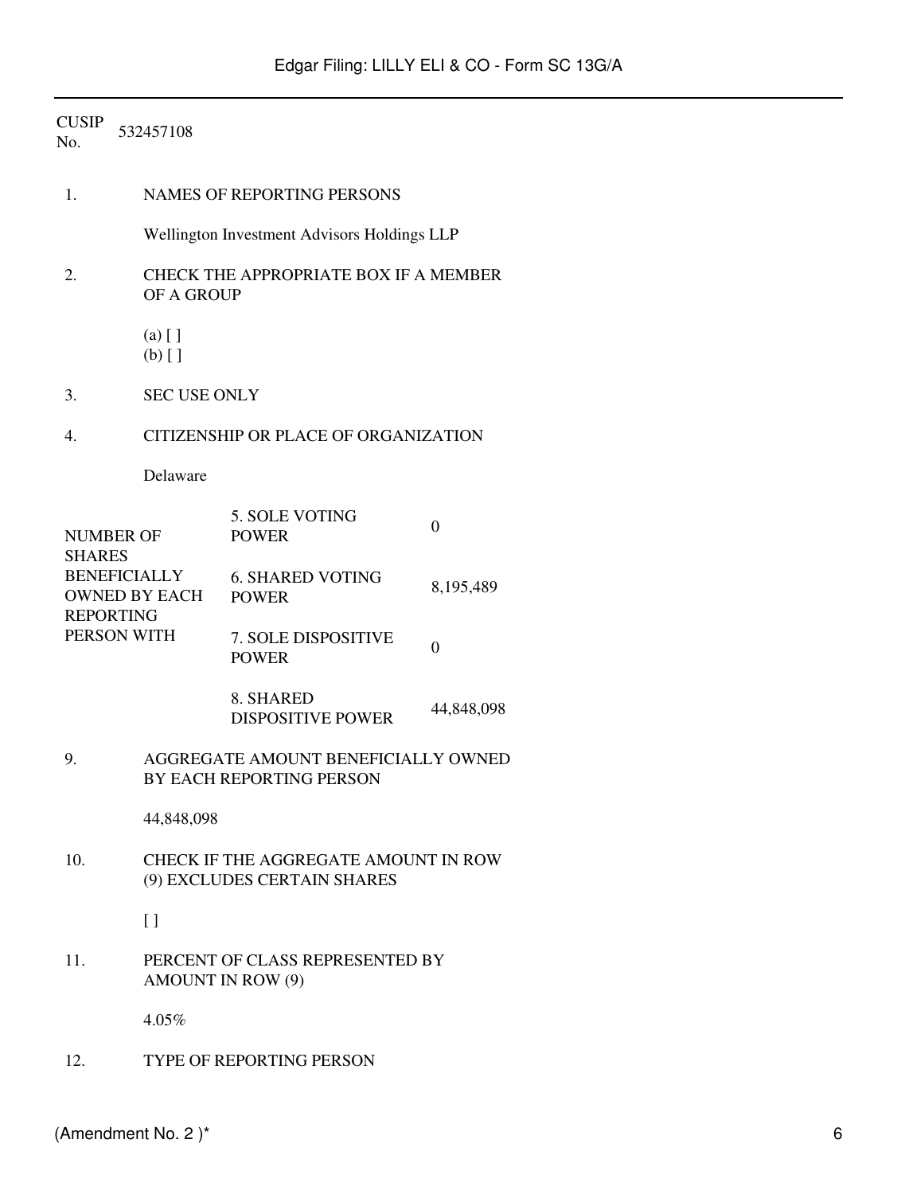CUSIP No. 532457108

1. NAMES OF REPORTING PERSONS

   Wellington Investment Advisors Holdings LLP

2. CHECK THE APPROPRIATE BOX IF A MEMBER OF A GROUP

   (a) [ ]
   (b) [ ]

3. SEC USE ONLY

4. CITIZENSHIP OR PLACE OF ORGANIZATION

   Delaware

| NUMBER OF SHARES BENEFICIALLY OWNED BY EACH REPORTING PERSON WITH | | |
|---|---|---|
| | 5. SOLE VOTING POWER | 0 |
| | 6. SHARED VOTING POWER | 8,195,489 |
| | 7. SOLE DISPOSITIVE POWER | 0 |
| | 8. SHARED DISPOSITIVE POWER | 44,848,098 |

9. AGGREGATE AMOUNT BENEFICIALLY OWNED BY EACH REPORTING PERSON

   44,848,098

10. CHECK IF THE AGGREGATE AMOUNT IN ROW (9) EXCLUDES CERTAIN SHARES

    [ ]

11. PERCENT OF CLASS REPRESENTED BY AMOUNT IN ROW (9)

    4.05%

12. TYPE OF REPORTING PERSON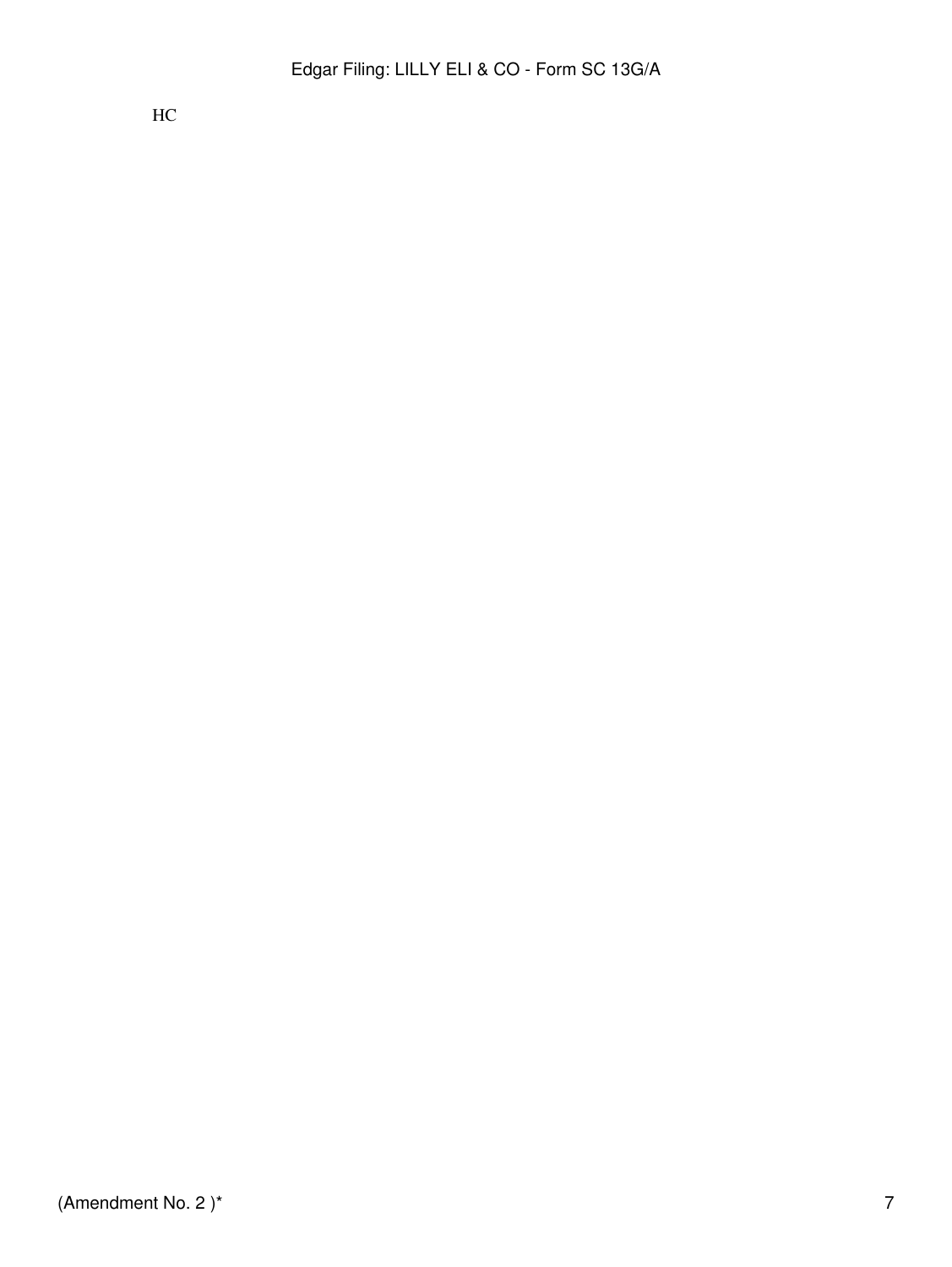HC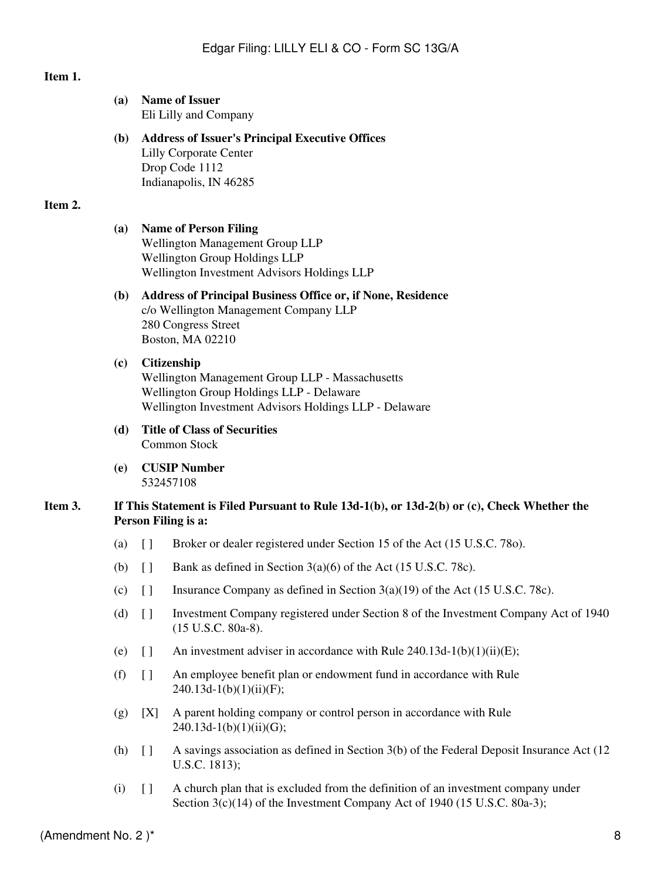**Item 1.**

**(a) Name of Issuer**
Eli Lilly and Company

**(b) Address of Issuer's Principal Executive Offices**
Lilly Corporate Center
Drop Code 1112
Indianapolis, IN 46285

**Item 2.**

**(a) Name of Person Filing**
Wellington Management Group LLP
Wellington Group Holdings LLP
Wellington Investment Advisors Holdings LLP

**(b) Address of Principal Business Office or, if None, Residence**
c/o Wellington Management Company LLP
280 Congress Street
Boston, MA 02210

**(c) Citizenship**
Wellington Management Group LLP - Massachusetts
Wellington Group Holdings LLP - Delaware
Wellington Investment Advisors Holdings LLP - Delaware

**(d) Title of Class of Securities**
Common Stock

**(e) CUSIP Number**
532457108

**Item 3. If This Statement is Filed Pursuant to Rule 13d-1(b), or 13d-2(b) or (c), Check Whether the Person Filing is a:**

(a) [ ] Broker or dealer registered under Section 15 of the Act (15 U.S.C. 78o).

(b) [ ] Bank as defined in Section 3(a)(6) of the Act (15 U.S.C. 78c).

(c) [ ] Insurance Company as defined in Section 3(a)(19) of the Act (15 U.S.C. 78c).

(d) [ ] Investment Company registered under Section 8 of the Investment Company Act of 1940 (15 U.S.C. 80a-8).

(e) [ ] An investment adviser in accordance with Rule 240.13d-1(b)(1)(ii)(E);

(f) [ ] An employee benefit plan or endowment fund in accordance with Rule 240.13d-1(b)(1)(ii)(F);

(g) [X] A parent holding company or control person in accordance with Rule 240.13d-1(b)(1)(ii)(G);

(h) [ ] A savings association as defined in Section 3(b) of the Federal Deposit Insurance Act (12 U.S.C. 1813);

(i) [ ] A church plan that is excluded from the definition of an investment company under Section 3(c)(14) of the Investment Company Act of 1940 (15 U.S.C. 80a-3);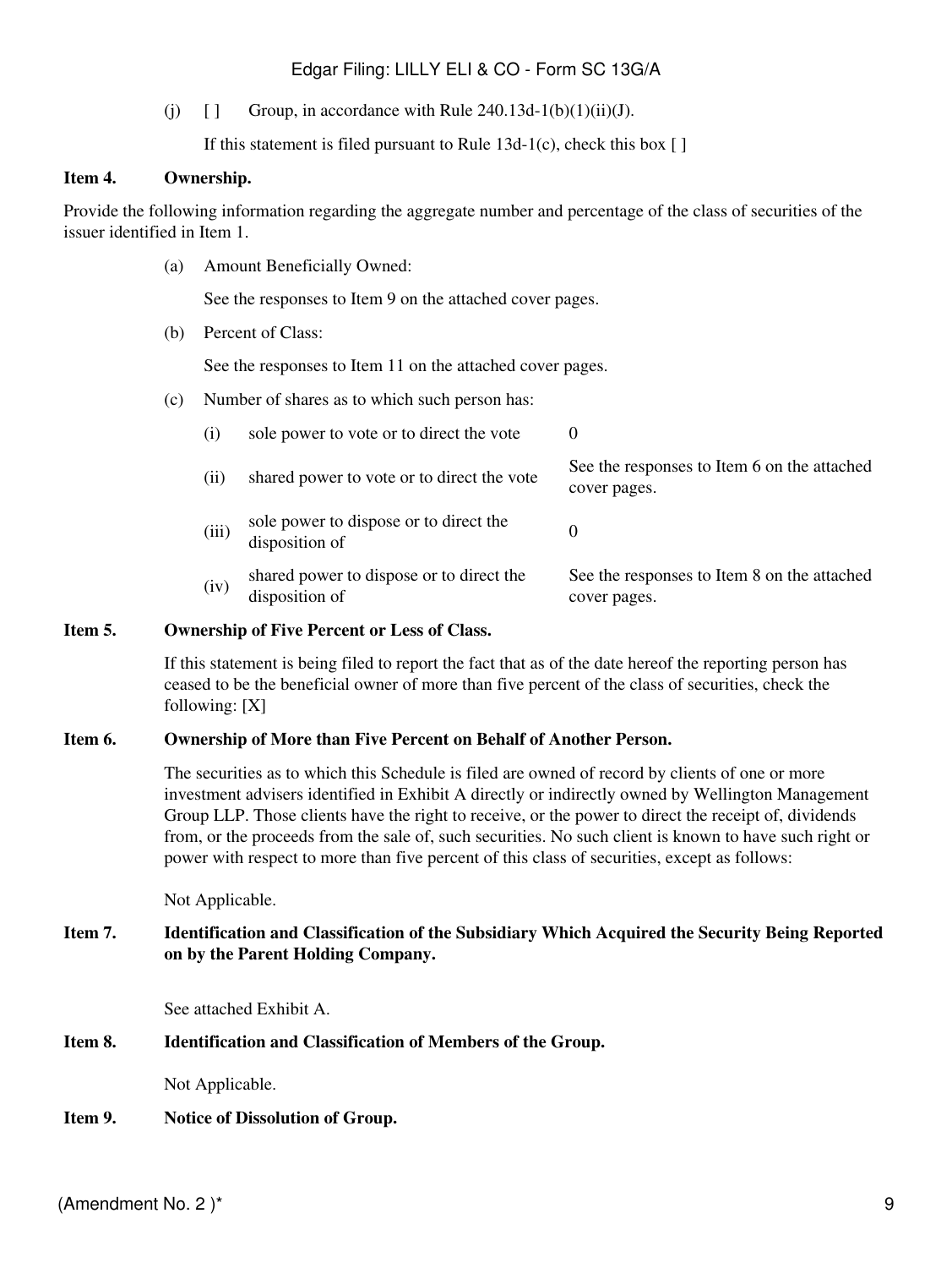(j) [ ] Group, in accordance with Rule 240.13d-1(b)(1)(ii)(J).

If this statement is filed pursuant to Rule 13d-1(c), check this box [ ]

**Item 4. Ownership.**

Provide the following information regarding the aggregate number and percentage of the class of securities of the issuer identified in Item 1.

(a) Amount Beneficially Owned:

See the responses to Item 9 on the attached cover pages.

(b) Percent of Class:

See the responses to Item 11 on the attached cover pages.

(c) Number of shares as to which such person has:

| | | |
|---|---|---|
| (i) | sole power to vote or to direct the vote | 0 |
| (ii) | shared power to vote or to direct the vote | See the responses to Item 6 on the attached cover pages. |
| (iii) | sole power to dispose or to direct the disposition of | 0 |
| (iv) | shared power to dispose or to direct the disposition of | See the responses to Item 8 on the attached cover pages. |

**Item 5. Ownership of Five Percent or Less of Class.**

If this statement is being filed to report the fact that as of the date hereof the reporting person has ceased to be the beneficial owner of more than five percent of the class of securities, check the following: [X]

**Item 6. Ownership of More than Five Percent on Behalf of Another Person.**

The securities as to which this Schedule is filed are owned of record by clients of one or more investment advisers identified in Exhibit A directly or indirectly owned by Wellington Management Group LLP. Those clients have the right to receive, or the power to direct the receipt of, dividends from, or the proceeds from the sale of, such securities. No such client is known to have such right or power with respect to more than five percent of this class of securities, except as follows:

Not Applicable.

**Item 7. Identification and Classification of the Subsidiary Which Acquired the Security Being Reported on by the Parent Holding Company.**

See attached Exhibit A.

**Item 8. Identification and Classification of Members of the Group.**

Not Applicable.

**Item 9. Notice of Dissolution of Group.**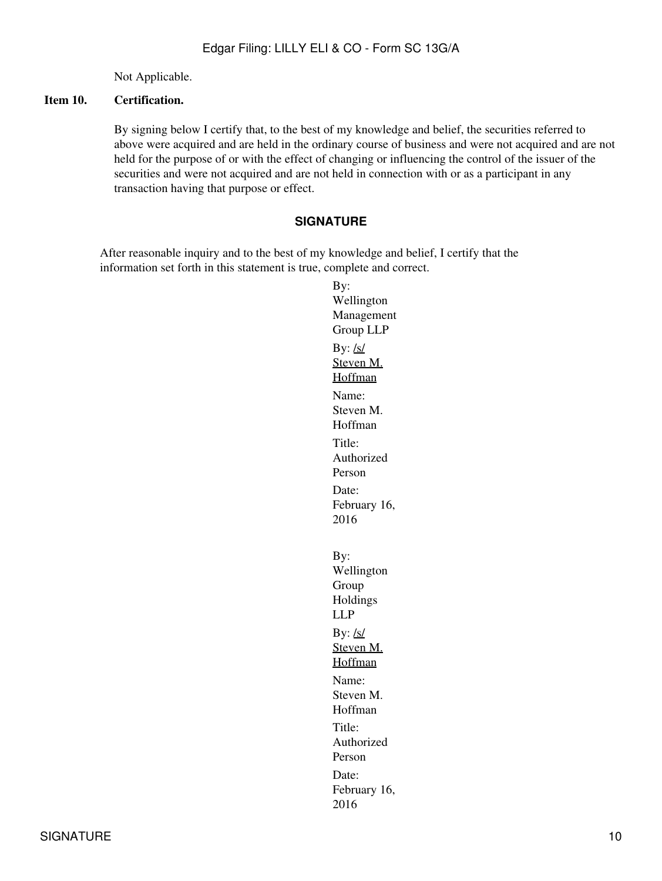Not Applicable.

**Item 10. Certification.**

By signing below I certify that, to the best of my knowledge and belief, the securities referred to above were acquired and are held in the ordinary course of business and were not acquired and are not held for the purpose of or with the effect of changing or influencing the control of the issuer of the securities and were not acquired and are not held in connection with or as a participant in any transaction having that purpose or effect.

## SIGNATURE

After reasonable inquiry and to the best of my knowledge and belief, I certify that the information set forth in this statement is true, complete and correct.

By: Wellington Management Group LLP

By: /s/ Steven M. Hoffman

Name: Steven M. Hoffman

Title: Authorized Person

Date: February 16, 2016

By: Wellington Group Holdings LLP

By: /s/ Steven M. Hoffman

Name: Steven M. Hoffman

Title: Authorized Person

Date: February 16, 2016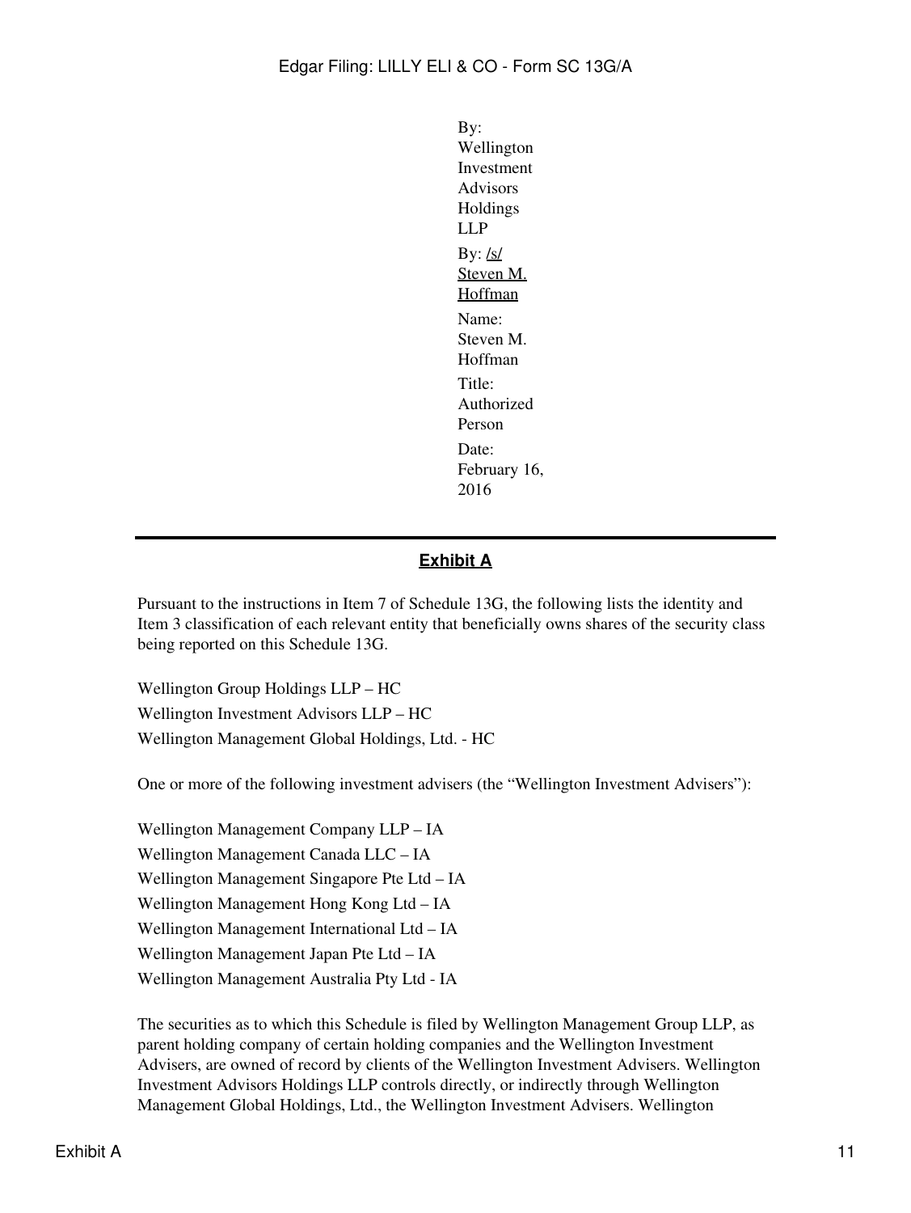By: Wellington Investment Advisors Holdings LLP

By: /s/ Steven M. Hoffman

Name: Steven M. Hoffman

Title: Authorized Person

Date: February 16, 2016

---

## Exhibit A

Pursuant to the instructions in Item 7 of Schedule 13G, the following lists the identity and Item 3 classification of each relevant entity that beneficially owns shares of the security class being reported on this Schedule 13G.

Wellington Group Holdings LLP – HC
Wellington Investment Advisors LLP – HC
Wellington Management Global Holdings, Ltd. - HC

One or more of the following investment advisers (the "Wellington Investment Advisers"):

Wellington Management Company LLP – IA
Wellington Management Canada LLC – IA
Wellington Management Singapore Pte Ltd – IA
Wellington Management Hong Kong Ltd – IA
Wellington Management International Ltd – IA
Wellington Management Japan Pte Ltd – IA
Wellington Management Australia Pty Ltd - IA

The securities as to which this Schedule is filed by Wellington Management Group LLP, as parent holding company of certain holding companies and the Wellington Investment Advisers, are owned of record by clients of the Wellington Investment Advisers. Wellington Investment Advisors Holdings LLP controls directly, or indirectly through Wellington Management Global Holdings, Ltd., the Wellington Investment Advisers. Wellington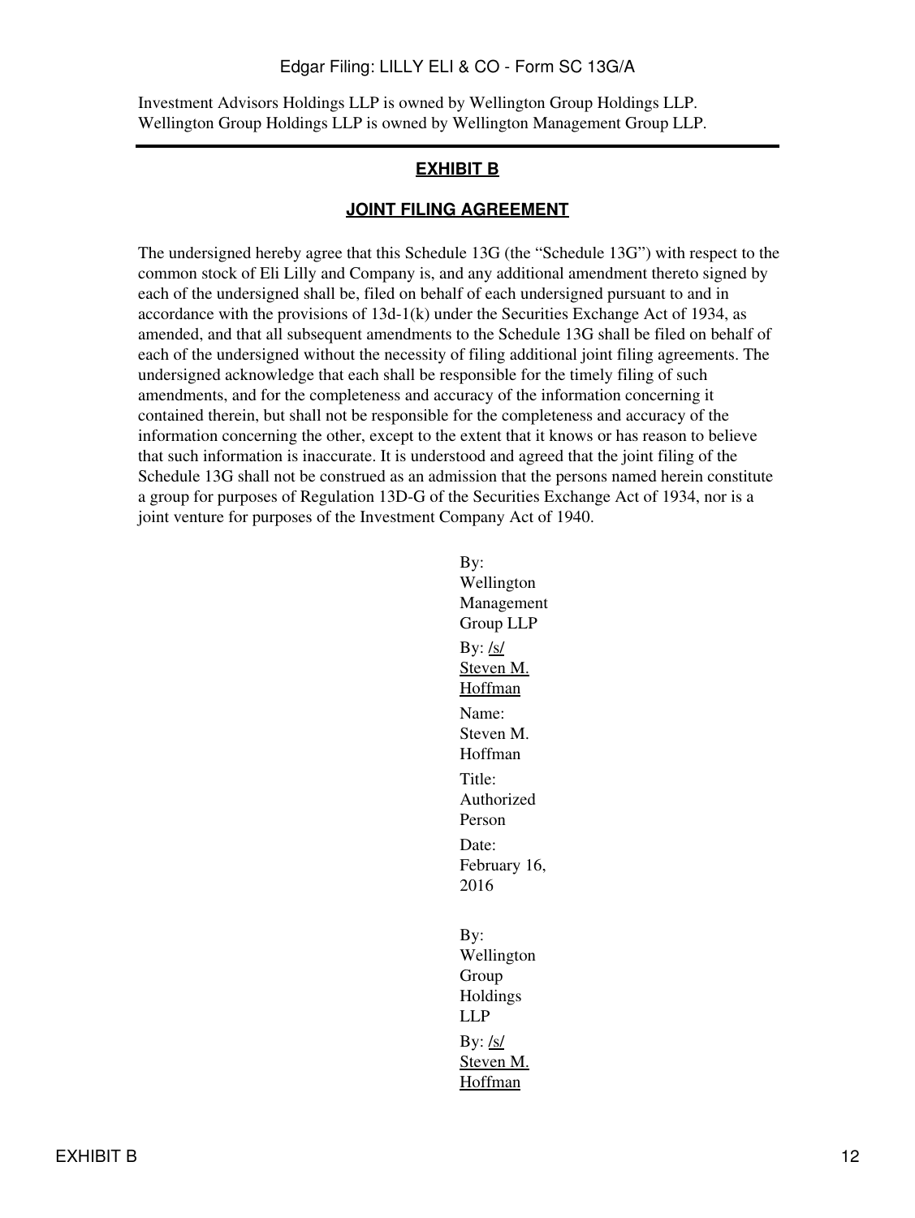Investment Advisors Holdings LLP is owned by Wellington Group Holdings LLP. Wellington Group Holdings LLP is owned by Wellington Management Group LLP.

---

## **EXHIBIT B**

## **JOINT FILING AGREEMENT**

The undersigned hereby agree that this Schedule 13G (the "Schedule 13G") with respect to the common stock of Eli Lilly and Company is, and any additional amendment thereto signed by each of the undersigned shall be, filed on behalf of each undersigned pursuant to and in accordance with the provisions of 13d-1(k) under the Securities Exchange Act of 1934, as amended, and that all subsequent amendments to the Schedule 13G shall be filed on behalf of each of the undersigned without the necessity of filing additional joint filing agreements. The undersigned acknowledge that each shall be responsible for the timely filing of such amendments, and for the completeness and accuracy of the information concerning it contained therein, but shall not be responsible for the completeness and accuracy of the information concerning the other, except to the extent that it knows or has reason to believe that such information is inaccurate. It is understood and agreed that the joint filing of the Schedule 13G shall not be construed as an admission that the persons named herein constitute a group for purposes of Regulation 13D-G of the Securities Exchange Act of 1934, nor is a joint venture for purposes of the Investment Company Act of 1940.

By: Wellington Management Group LLP

By: /s/ Steven M. Hoffman

Name: Steven M. Hoffman

Title: Authorized Person

Date: February 16, 2016

By: Wellington Group Holdings LLP

By: /s/ Steven M. Hoffman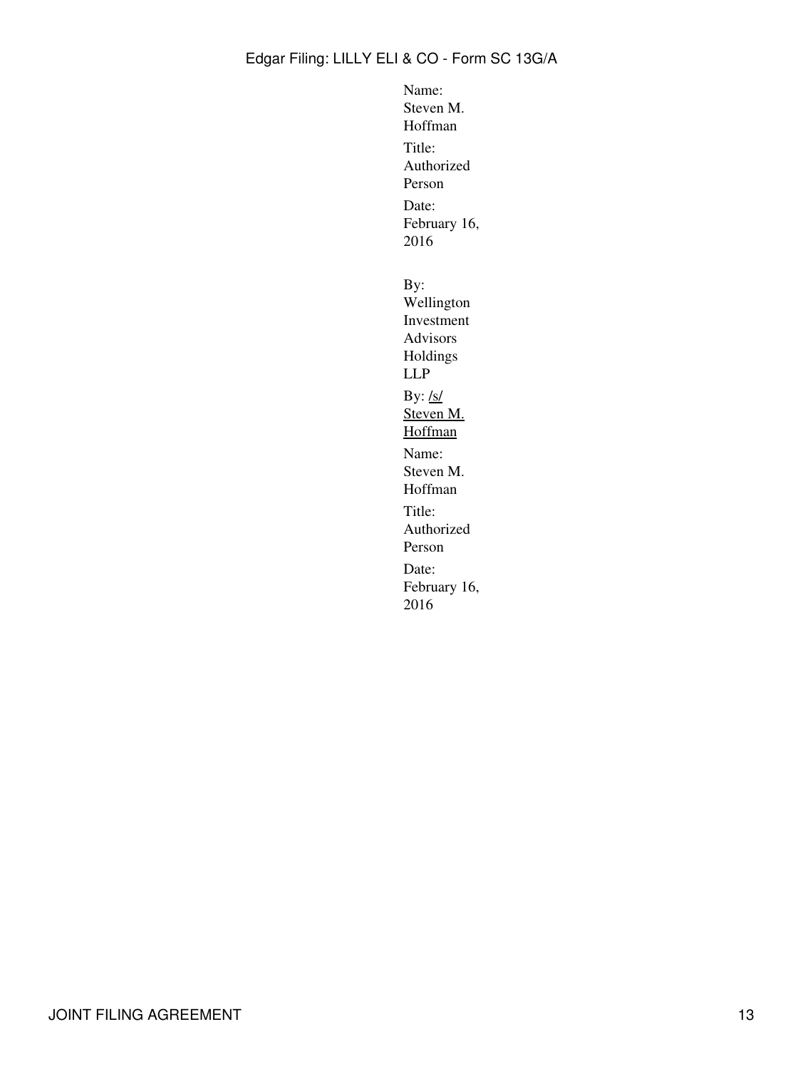Name: Steven M. Hoffman

Title: Authorized Person

Date: February 16, 2016

By: Wellington Investment Advisors Holdings LLP

By: /s/ Steven M. Hoffman

Name: Steven M. Hoffman

Title: Authorized Person

Date: February 16, 2016